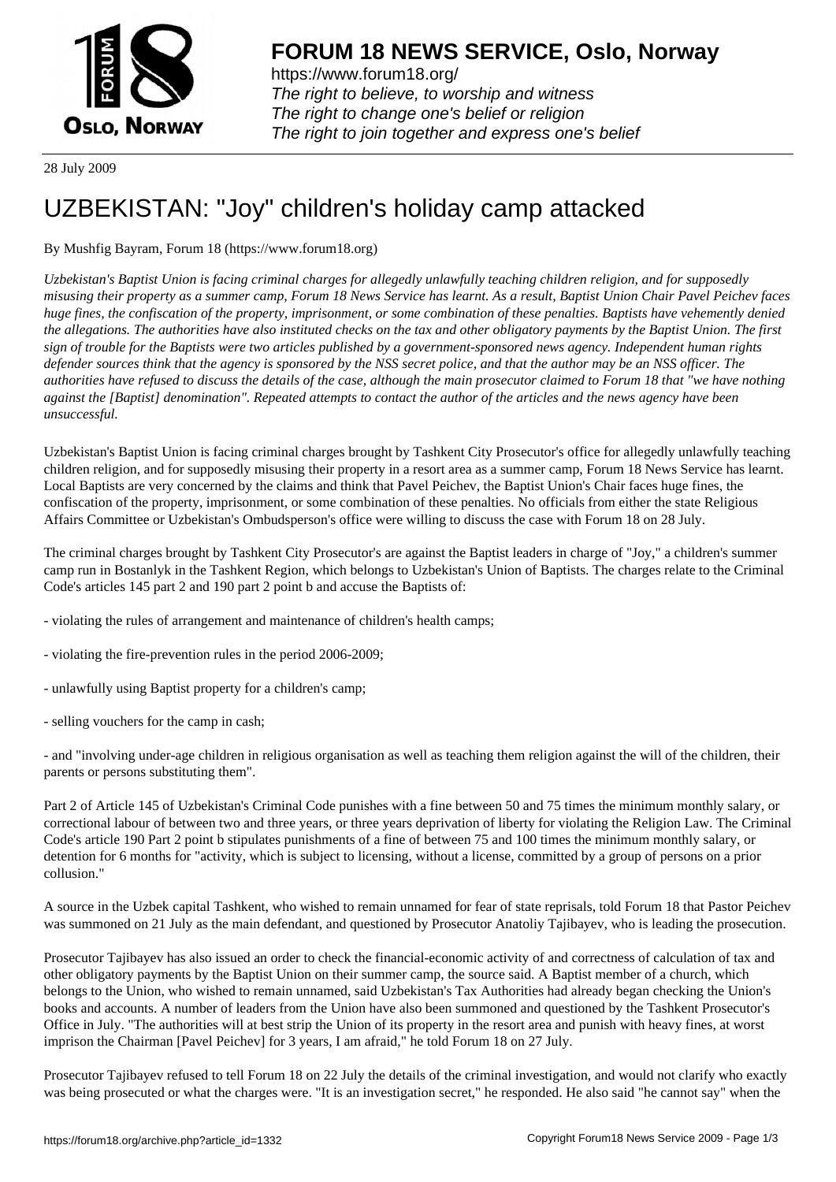# FORUM 18 NEWS SERVICE, Oslo, Norway

https://www.forum18.org/
*The right to believe, to worship and witness*
*The right to change one's belief or religion*
*The right to join together and express one's belief*

28 July 2009

# UZBEKISTAN: "Joy" children's holiday camp attacked

By Mushfig Bayram, Forum 18 (https://www.forum18.org)

*Uzbekistan's Baptist Union is facing criminal charges for allegedly unlawfully teaching children religion, and for supposedly misusing their property as a summer camp, Forum 18 News Service has learnt. As a result, Baptist Union Chair Pavel Peichev faces huge fines, the confiscation of the property, imprisonment, or some combination of these penalties. Baptists have vehemently denied the allegations. The authorities have also instituted checks on the tax and other obligatory payments by the Baptist Union. The first sign of trouble for the Baptists were two articles published by a government-sponsored news agency. Independent human rights defender sources think that the agency is sponsored by the NSS secret police, and that the author may be an NSS officer. The authorities have refused to discuss the details of the case, although the main prosecutor claimed to Forum 18 that "we have nothing against the [Baptist] denomination". Repeated attempts to contact the author of the articles and the news agency have been unsuccessful.*

Uzbekistan's Baptist Union is facing criminal charges brought by Tashkent City Prosecutor's office for allegedly unlawfully teaching children religion, and for supposedly misusing their property in a resort area as a summer camp, Forum 18 News Service has learnt. Local Baptists are very concerned by the claims and think that Pavel Peichev, the Baptist Union's Chair faces huge fines, the confiscation of the property, imprisonment, or some combination of these penalties. No officials from either the state Religious Affairs Committee or Uzbekistan's Ombudsperson's office were willing to discuss the case with Forum 18 on 28 July.

The criminal charges brought by Tashkent City Prosecutor's are against the Baptist leaders in charge of "Joy," a children's summer camp run in Bostanlyk in the Tashkent Region, which belongs to Uzbekistan's Union of Baptists. The charges relate to the Criminal Code's articles 145 part 2 and 190 part 2 point b and accuse the Baptists of:

- violating the rules of arrangement and maintenance of children's health camps;

- violating the fire-prevention rules in the period 2006-2009;

- unlawfully using Baptist property for a children's camp;

- selling vouchers for the camp in cash;

- and "involving under-age children in religious organisation as well as teaching them religion against the will of the children, their parents or persons substituting them".

Part 2 of Article 145 of Uzbekistan's Criminal Code punishes with a fine between 50 and 75 times the minimum monthly salary, or correctional labour of between two and three years, or three years deprivation of liberty for violating the Religion Law. The Criminal Code's article 190 Part 2 point b stipulates punishments of a fine of between 75 and 100 times the minimum monthly salary, or detention for 6 months for "activity, which is subject to licensing, without a license, committed by a group of persons on a prior collusion."

A source in the Uzbek capital Tashkent, who wished to remain unnamed for fear of state reprisals, told Forum 18 that Pastor Peichev was summoned on 21 July as the main defendant, and questioned by Prosecutor Anatoliy Tajibayev, who is leading the prosecution.

Prosecutor Tajibayev has also issued an order to check the financial-economic activity of and correctness of calculation of tax and other obligatory payments by the Baptist Union on their summer camp, the source said. A Baptist member of a church, which belongs to the Union, who wished to remain unnamed, said Uzbekistan's Tax Authorities had already began checking the Union's books and accounts. A number of leaders from the Union have also been summoned and questioned by the Tashkent Prosecutor's Office in July. "The authorities will at best strip the Union of its property in the resort area and punish with heavy fines, at worst imprison the Chairman [Pavel Peichev] for 3 years, I am afraid," he told Forum 18 on 27 July.

Prosecutor Tajibayev refused to tell Forum 18 on 22 July the details of the criminal investigation, and would not clarify who exactly was being prosecuted or what the charges were. "It is an investigation secret," he responded. He also said "he cannot say" when the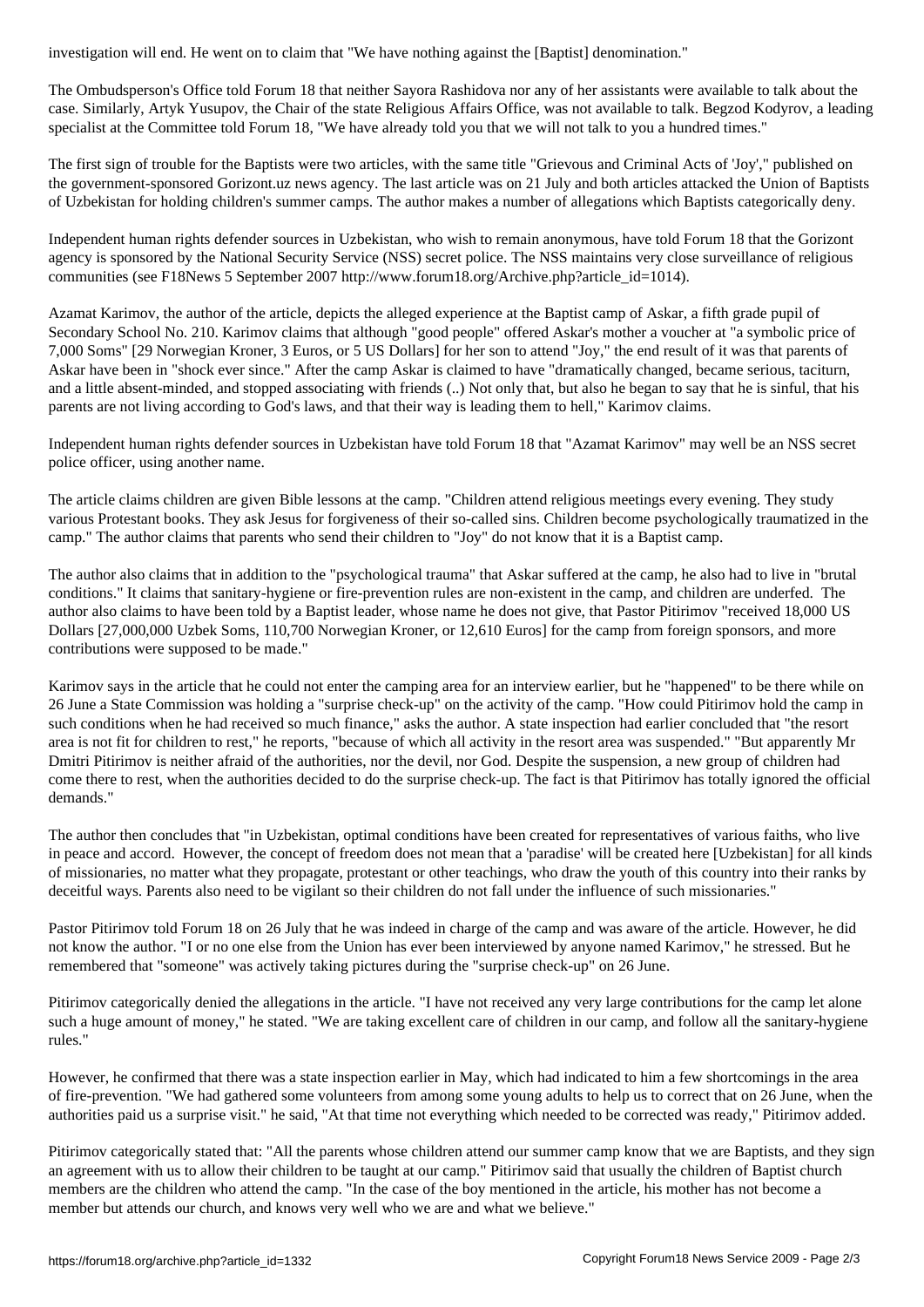investigation will end. He went on to claim that "We have nothing against the [Baptist] denomination."

The Ombudsperson's Office told Forum 18 that neither Sayora Rashidova nor any of her assistants were available to talk about the case. Similarly, Artyk Yusupov, the Chair of the state Religious Affairs Office, was not available to talk. Begzod Kodyrov, a leading specialist at the Committee told Forum 18, "We have already told you that we will not talk to you a hundred times."

The first sign of trouble for the Baptists were two articles, with the same title "Grievous and Criminal Acts of 'Joy'," published on the government-sponsored Gorizont.uz news agency. The last article was on 21 July and both articles attacked the Union of Baptists of Uzbekistan for holding children's summer camps. The author makes a number of allegations which Baptists categorically deny.

Independent human rights defender sources in Uzbekistan, who wish to remain anonymous, have told Forum 18 that the Gorizont agency is sponsored by the National Security Service (NSS) secret police. The NSS maintains very close surveillance of religious communities (see F18News 5 September 2007 http://www.forum18.org/Archive.php?article_id=1014).

Azamat Karimov, the author of the article, depicts the alleged experience at the Baptist camp of Askar, a fifth grade pupil of Secondary School No. 210. Karimov claims that although "good people" offered Askar's mother a voucher at "a symbolic price of 7,000 Soms" [29 Norwegian Kroner, 3 Euros, or 5 US Dollars] for her son to attend "Joy," the end result of it was that parents of Askar have been in "shock ever since." After the camp Askar is claimed to have "dramatically changed, became serious, taciturn, and a little absent-minded, and stopped associating with friends (..) Not only that, but also he began to say that he is sinful, that his parents are not living according to God's laws, and that their way is leading them to hell," Karimov claims.

Independent human rights defender sources in Uzbekistan have told Forum 18 that "Azamat Karimov" may well be an NSS secret police officer, using another name.

The article claims children are given Bible lessons at the camp. "Children attend religious meetings every evening. They study various Protestant books. They ask Jesus for forgiveness of their so-called sins. Children become psychologically traumatized in the camp." The author claims that parents who send their children to "Joy" do not know that it is a Baptist camp.

The author also claims that in addition to the "psychological trauma" that Askar suffered at the camp, he also had to live in "brutal conditions." It claims that sanitary-hygiene or fire-prevention rules are non-existent in the camp, and children are underfed. The author also claims to have been told by a Baptist leader, whose name he does not give, that Pastor Pitirimov "received 18,000 US Dollars [27,000,000 Uzbek Soms, 110,700 Norwegian Kroner, or 12,610 Euros] for the camp from foreign sponsors, and more contributions were supposed to be made."

Karimov says in the article that he could not enter the camping area for an interview earlier, but he "happened" to be there while on 26 June a State Commission was holding a "surprise check-up" on the activity of the camp. "How could Pitirimov hold the camp in such conditions when he had received so much finance," asks the author. A state inspection had earlier concluded that "the resort area is not fit for children to rest," he reports, "because of which all activity in the resort area was suspended." "But apparently Mr Dmitri Pitirimov is neither afraid of the authorities, nor the devil, nor God. Despite the suspension, a new group of children had come there to rest, when the authorities decided to do the surprise check-up. The fact is that Pitirimov has totally ignored the official demands."

The author then concludes that "in Uzbekistan, optimal conditions have been created for representatives of various faiths, who live in peace and accord. However, the concept of freedom does not mean that a 'paradise' will be created here [Uzbekistan] for all kinds of missionaries, no matter what they propagate, protestant or other teachings, who draw the youth of this country into their ranks by deceitful ways. Parents also need to be vigilant so their children do not fall under the influence of such missionaries."

Pastor Pitirimov told Forum 18 on 26 July that he was indeed in charge of the camp and was aware of the article. However, he did not know the author. "I or no one else from the Union has ever been interviewed by anyone named Karimov," he stressed. But he remembered that "someone" was actively taking pictures during the "surprise check-up" on 26 June.

Pitirimov categorically denied the allegations in the article. "I have not received any very large contributions for the camp let alone such a huge amount of money," he stated. "We are taking excellent care of children in our camp, and follow all the sanitary-hygiene rules."

However, he confirmed that there was a state inspection earlier in May, which had indicated to him a few shortcomings in the area of fire-prevention. "We had gathered some volunteers from among some young adults to help us to correct that on 26 June, when the authorities paid us a surprise visit." he said, "At that time not everything which needed to be corrected was ready," Pitirimov added.

Pitirimov categorically stated that: "All the parents whose children attend our summer camp know that we are Baptists, and they sign an agreement with us to allow their children to be taught at our camp." Pitirimov said that usually the children of Baptist church members are the children who attend the camp. "In the case of the boy mentioned in the article, his mother has not become a member but attends our church, and knows very well who we are and what we believe."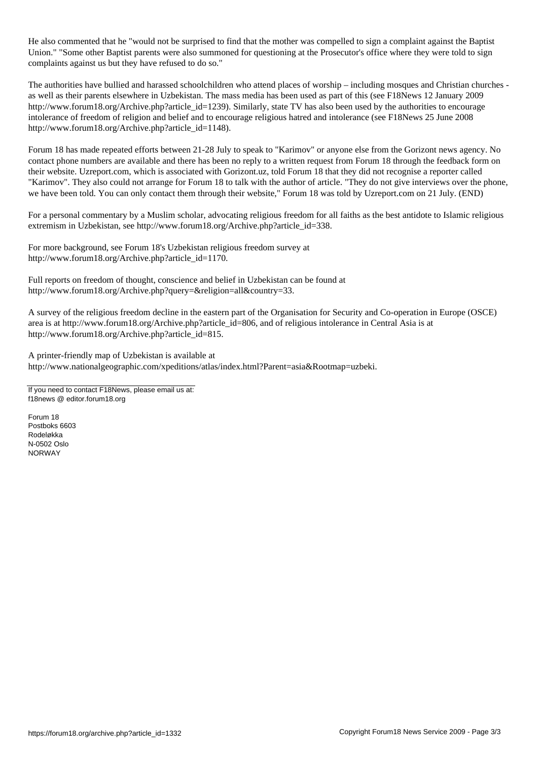He also commented that he "would not be surprised to find that the mother was compelled to sign a complaint against the Baptist Union." "Some other Baptist parents were also summoned for questioning at the Prosecutor's office where they were told to sign complaints against us but they have refused to do so."

The authorities have bullied and harassed schoolchildren who attend places of worship – including mosques and Christian churches - as well as their parents elsewhere in Uzbekistan. The mass media has been used as part of this (see F18News 12 January 2009 http://www.forum18.org/Archive.php?article_id=1239). Similarly, state TV has also been used by the authorities to encourage intolerance of freedom of religion and belief and to encourage religious hatred and intolerance (see F18News 25 June 2008 http://www.forum18.org/Archive.php?article_id=1148).

Forum 18 has made repeated efforts between 21-28 July to speak to "Karimov" or anyone else from the Gorizont news agency. No contact phone numbers are available and there has been no reply to a written request from Forum 18 through the feedback form on their website. Uzreport.com, which is associated with Gorizont.uz, told Forum 18 that they did not recognise a reporter called "Karimov". They also could not arrange for Forum 18 to talk with the author of article. "They do not give interviews over the phone, we have been told. You can only contact them through their website," Forum 18 was told by Uzreport.com on 21 July. (END)

For a personal commentary by a Muslim scholar, advocating religious freedom for all faiths as the best antidote to Islamic religious extremism in Uzbekistan, see http://www.forum18.org/Archive.php?article_id=338.

For more background, see Forum 18's Uzbekistan religious freedom survey at http://www.forum18.org/Archive.php?article_id=1170.

Full reports on freedom of thought, conscience and belief in Uzbekistan can be found at http://www.forum18.org/Archive.php?query=&religion=all&country=33.

A survey of the religious freedom decline in the eastern part of the Organisation for Security and Co-operation in Europe (OSCE) area is at http://www.forum18.org/Archive.php?article_id=806, and of religious intolerance in Central Asia is at http://www.forum18.org/Archive.php?article_id=815.

A printer-friendly map of Uzbekistan is available at http://www.nationalgeographic.com/xpeditions/atlas/index.html?Parent=asia&Rootmap=uzbeki.

---

If you need to contact F18News, please email us at:
f18news @ editor.forum18.org

Forum 18
Postboks 6603
Rodeløkka
N-0502 Oslo
NORWAY